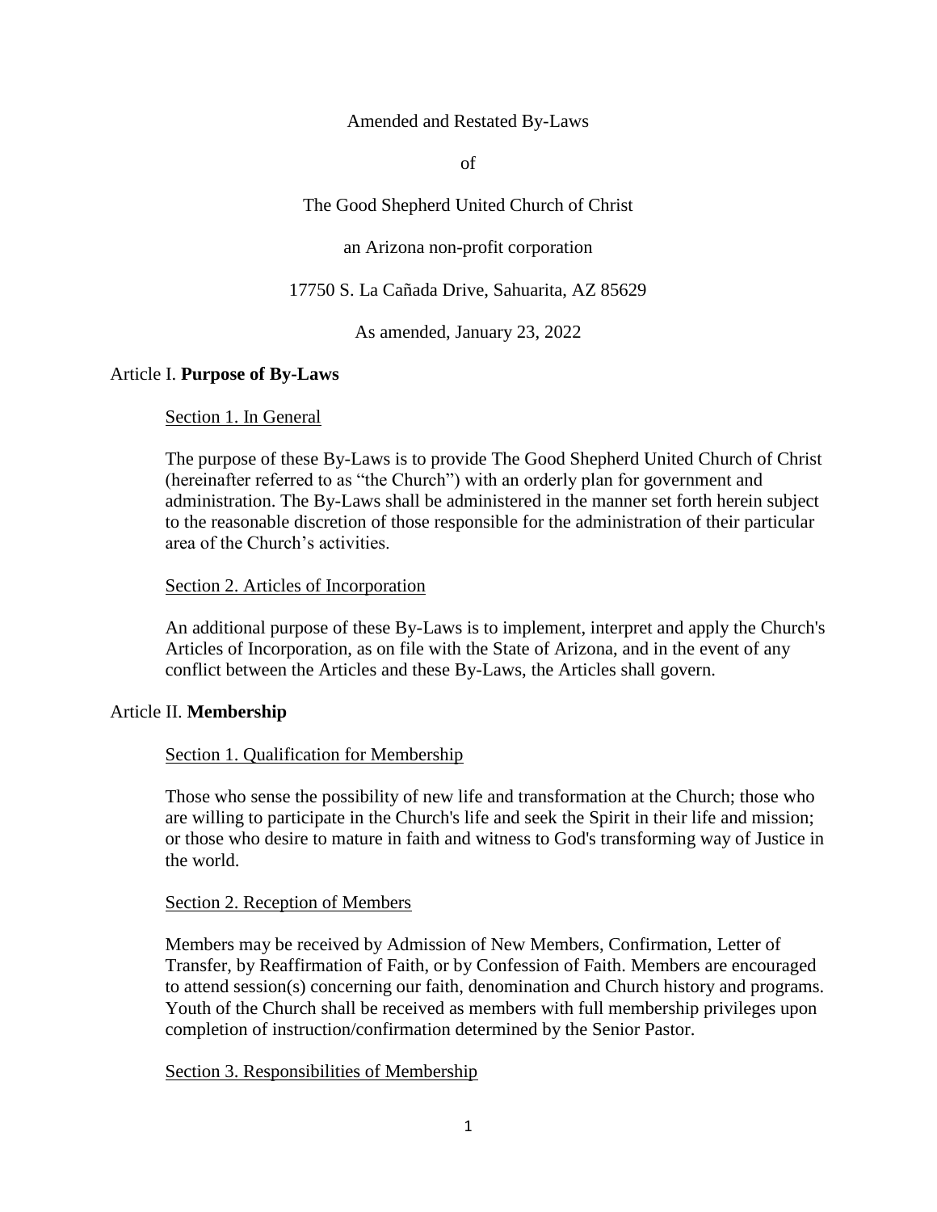Amended and Restated By-Laws

of

The Good Shepherd United Church of Christ

an Arizona non-profit corporation

17750 S. La Cañada Drive, Sahuarita, AZ 85629

As amended, January 23, 2022

## Article I. **Purpose of By-Laws**

### Section 1. In General

The purpose of these By-Laws is to provide The Good Shepherd United Church of Christ (hereinafter referred to as "the Church") with an orderly plan for government and administration. The By-Laws shall be administered in the manner set forth herein subject to the reasonable discretion of those responsible for the administration of their particular area of the Church's activities.

### Section 2. Articles of Incorporation

An additional purpose of these By-Laws is to implement, interpret and apply the Church's Articles of Incorporation, as on file with the State of Arizona, and in the event of any conflict between the Articles and these By-Laws, the Articles shall govern.

## Article II. **Membership**

### Section 1. Qualification for Membership

Those who sense the possibility of new life and transformation at the Church; those who are willing to participate in the Church's life and seek the Spirit in their life and mission; or those who desire to mature in faith and witness to God's transforming way of Justice in the world.

### Section 2. Reception of Members

Members may be received by Admission of New Members, Confirmation, Letter of Transfer, by Reaffirmation of Faith, or by Confession of Faith. Members are encouraged to attend session(s) concerning our faith, denomination and Church history and programs. Youth of the Church shall be received as members with full membership privileges upon completion of instruction/confirmation determined by the Senior Pastor.

### Section 3. Responsibilities of Membership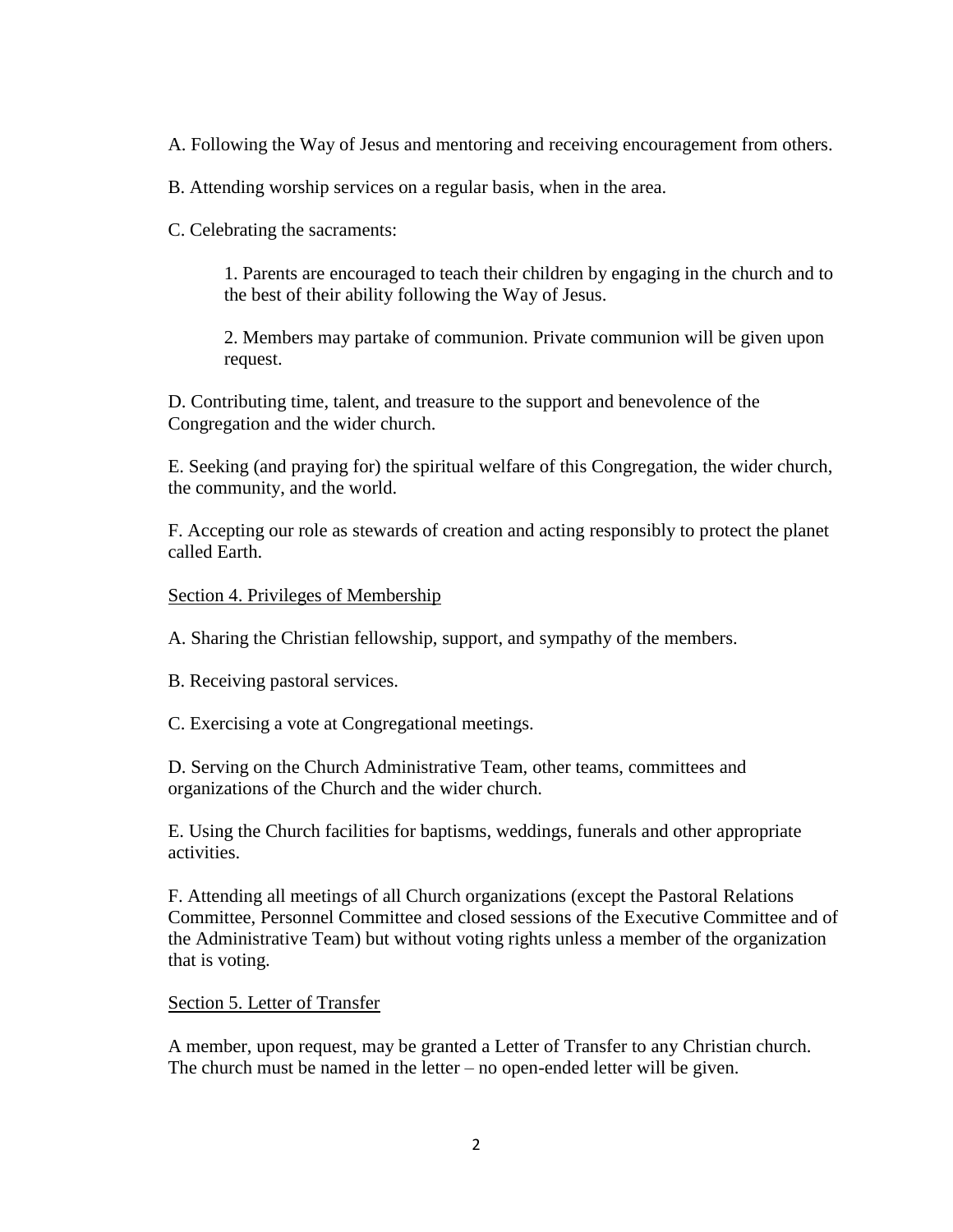A. Following the Way of Jesus and mentoring and receiving encouragement from others.

B. Attending worship services on a regular basis, when in the area.

C. Celebrating the sacraments:

> 1. Parents are encouraged to teach their children by engaging in the church and to the best of their ability following the Way of Jesus.
>
> 2. Members may partake of communion. Private communion will be given upon request.

D. Contributing time, talent, and treasure to the support and benevolence of the Congregation and the wider church.

E. Seeking (and praying for) the spiritual welfare of this Congregation, the wider church, the community, and the world.

F. Accepting our role as stewards of creation and acting responsibly to protect the planet called Earth.

Section 4. Privileges of Membership

A. Sharing the Christian fellowship, support, and sympathy of the members.

B. Receiving pastoral services.

C. Exercising a vote at Congregational meetings.

D. Serving on the Church Administrative Team, other teams, committees and organizations of the Church and the wider church.

E. Using the Church facilities for baptisms, weddings, funerals and other appropriate activities.

F. Attending all meetings of all Church organizations (except the Pastoral Relations Committee, Personnel Committee and closed sessions of the Executive Committee and of the Administrative Team) but without voting rights unless a member of the organization that is voting.

Section 5. Letter of Transfer

A member, upon request, may be granted a Letter of Transfer to any Christian church. The church must be named in the letter – no open-ended letter will be given.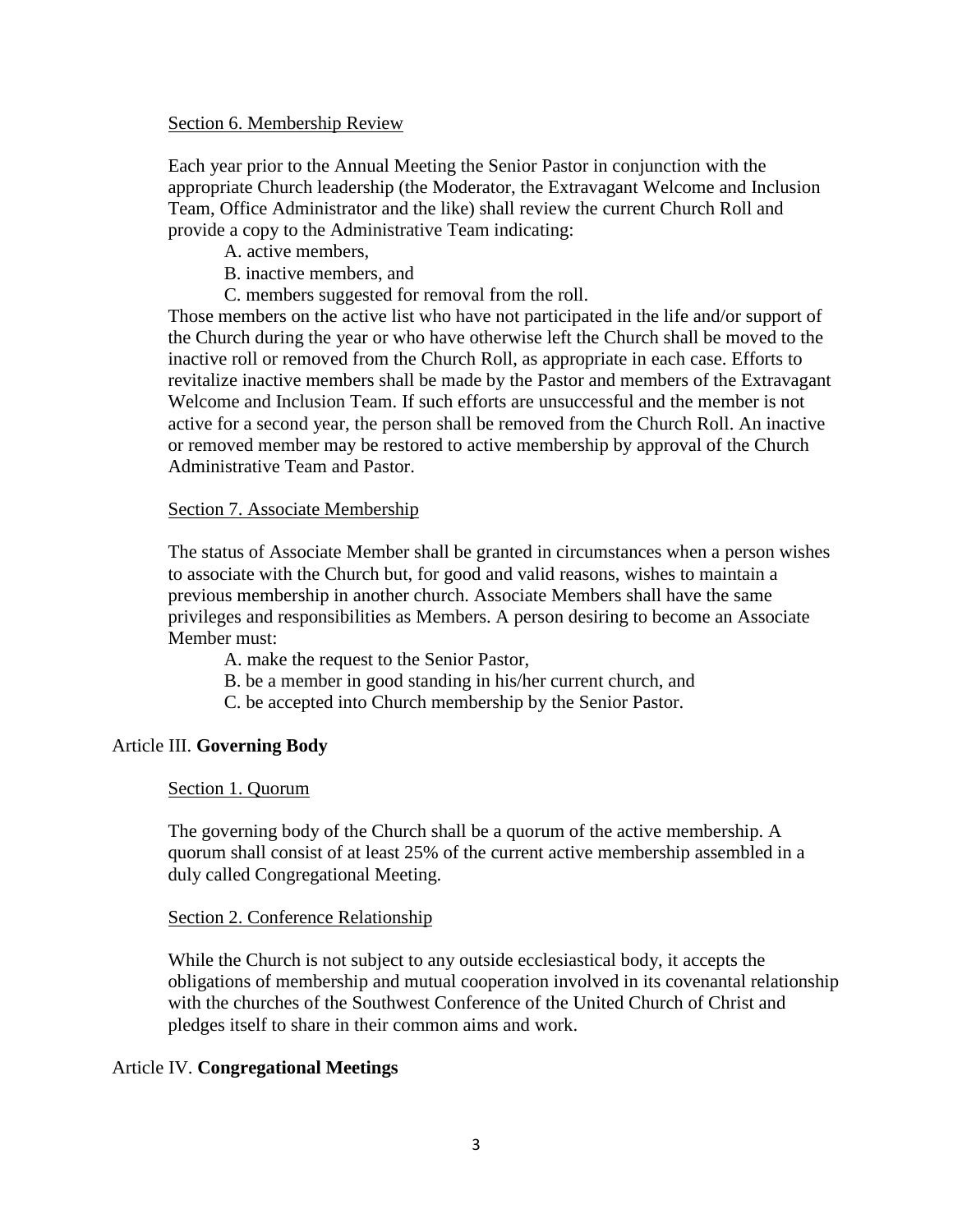Section 6. Membership Review

Each year prior to the Annual Meeting the Senior Pastor in conjunction with the appropriate Church leadership (the Moderator, the Extravagant Welcome and Inclusion Team, Office Administrator and the like) shall review the current Church Roll and provide a copy to the Administrative Team indicating:

A. active members,
B. inactive members, and
C. members suggested for removal from the roll.

Those members on the active list who have not participated in the life and/or support of the Church during the year or who have otherwise left the Church shall be moved to the inactive roll or removed from the Church Roll, as appropriate in each case. Efforts to revitalize inactive members shall be made by the Pastor and members of the Extravagant Welcome and Inclusion Team. If such efforts are unsuccessful and the member is not active for a second year, the person shall be removed from the Church Roll. An inactive or removed member may be restored to active membership by approval of the Church Administrative Team and Pastor.

Section 7. Associate Membership

The status of Associate Member shall be granted in circumstances when a person wishes to associate with the Church but, for good and valid reasons, wishes to maintain a previous membership in another church. Associate Members shall have the same privileges and responsibilities as Members. A person desiring to become an Associate Member must:

A. make the request to the Senior Pastor,
B. be a member in good standing in his/her current church, and
C. be accepted into Church membership by the Senior Pastor.

## Article III. **Governing Body**

Section 1. Quorum

The governing body of the Church shall be a quorum of the active membership. A quorum shall consist of at least 25% of the current active membership assembled in a duly called Congregational Meeting.

Section 2. Conference Relationship

While the Church is not subject to any outside ecclesiastical body, it accepts the obligations of membership and mutual cooperation involved in its covenantal relationship with the churches of the Southwest Conference of the United Church of Christ and pledges itself to share in their common aims and work.

## Article IV. **Congregational Meetings**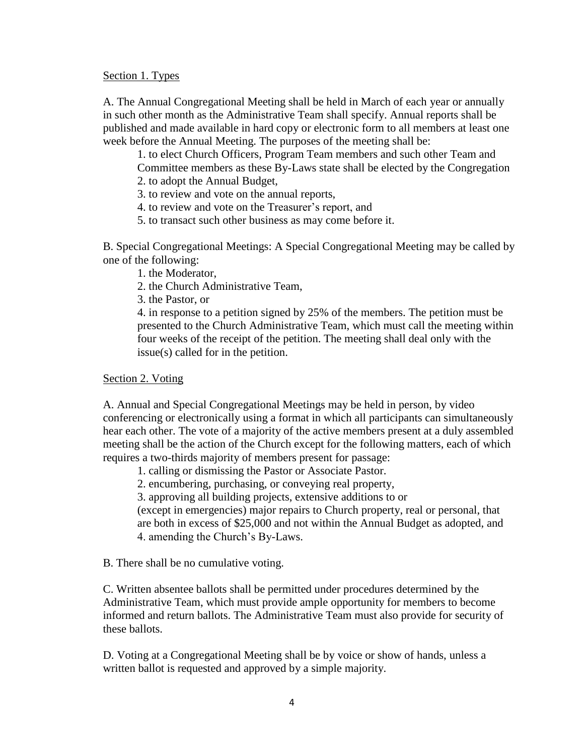Section 1. Types

A. The Annual Congregational Meeting shall be held in March of each year or annually in such other month as the Administrative Team shall specify. Annual reports shall be published and made available in hard copy or electronic form to all members at least one week before the Annual Meeting. The purposes of the meeting shall be:

1. to elect Church Officers, Program Team members and such other Team and Committee members as these By-Laws state shall be elected by the Congregation
2. to adopt the Annual Budget,
3. to review and vote on the annual reports,
4. to review and vote on the Treasurer's report, and
5. to transact such other business as may come before it.

B. Special Congregational Meetings: A Special Congregational Meeting may be called by one of the following:

1. the Moderator,
2. the Church Administrative Team,
3. the Pastor, or
4. in response to a petition signed by 25% of the members. The petition must be presented to the Church Administrative Team, which must call the meeting within four weeks of the receipt of the petition. The meeting shall deal only with the issue(s) called for in the petition.

Section 2. Voting

A. Annual and Special Congregational Meetings may be held in person, by video conferencing or electronically using a format in which all participants can simultaneously hear each other. The vote of a majority of the active members present at a duly assembled meeting shall be the action of the Church except for the following matters, each of which requires a two-thirds majority of members present for passage:

1. calling or dismissing the Pastor or Associate Pastor.
2. encumbering, purchasing, or conveying real property,
3. approving all building projects, extensive additions to or (except in emergencies) major repairs to Church property, real or personal, that are both in excess of $25,000 and not within the Annual Budget as adopted, and
4. amending the Church's By-Laws.

B. There shall be no cumulative voting.

C. Written absentee ballots shall be permitted under procedures determined by the Administrative Team, which must provide ample opportunity for members to become informed and return ballots. The Administrative Team must also provide for security of these ballots.

D. Voting at a Congregational Meeting shall be by voice or show of hands, unless a written ballot is requested and approved by a simple majority.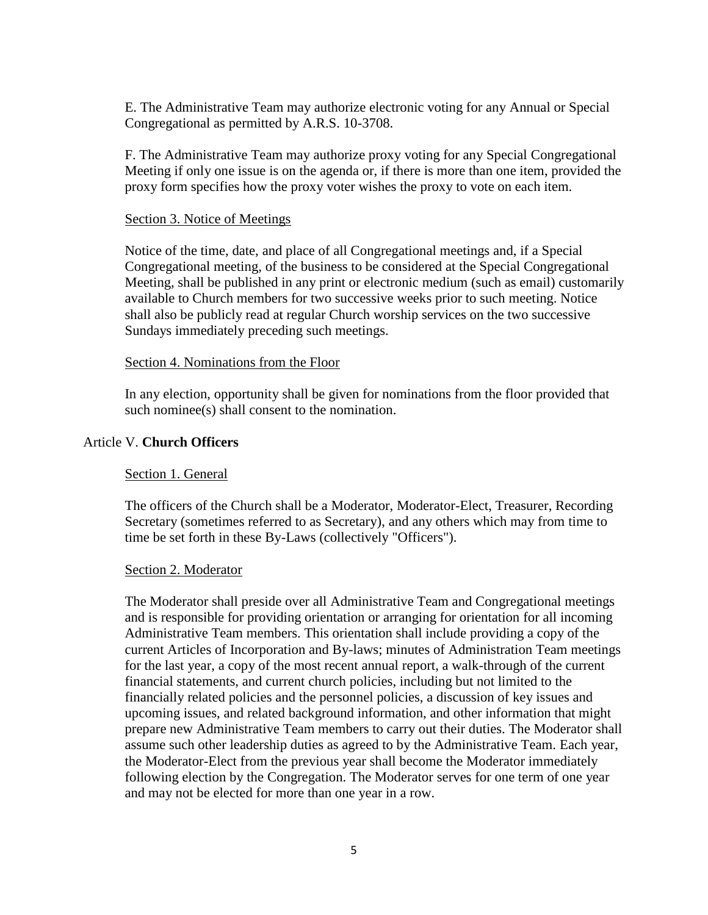E. The Administrative Team may authorize electronic voting for any Annual or Special Congregational as permitted by A.R.S. 10-3708.

F. The Administrative Team may authorize proxy voting for any Special Congregational Meeting if only one issue is on the agenda or, if there is more than one item, provided the proxy form specifies how the proxy voter wishes the proxy to vote on each item.

### Section 3. Notice of Meetings

Notice of the time, date, and place of all Congregational meetings and, if a Special Congregational meeting, of the business to be considered at the Special Congregational Meeting, shall be published in any print or electronic medium (such as email) customarily available to Church members for two successive weeks prior to such meeting. Notice shall also be publicly read at regular Church worship services on the two successive Sundays immediately preceding such meetings.

### Section 4. Nominations from the Floor

In any election, opportunity shall be given for nominations from the floor provided that such nominee(s) shall consent to the nomination.

## Article V. **Church Officers**

### Section 1. General

The officers of the Church shall be a Moderator, Moderator-Elect, Treasurer, Recording Secretary (sometimes referred to as Secretary), and any others which may from time to time be set forth in these By-Laws (collectively "Officers").

### Section 2. Moderator

The Moderator shall preside over all Administrative Team and Congregational meetings and is responsible for providing orientation or arranging for orientation for all incoming Administrative Team members. This orientation shall include providing a copy of the current Articles of Incorporation and By-laws; minutes of Administration Team meetings for the last year, a copy of the most recent annual report, a walk-through of the current financial statements, and current church policies, including but not limited to the financially related policies and the personnel policies, a discussion of key issues and upcoming issues, and related background information, and other information that might prepare new Administrative Team members to carry out their duties. The Moderator shall assume such other leadership duties as agreed to by the Administrative Team. Each year, the Moderator-Elect from the previous year shall become the Moderator immediately following election by the Congregation. The Moderator serves for one term of one year and may not be elected for more than one year in a row.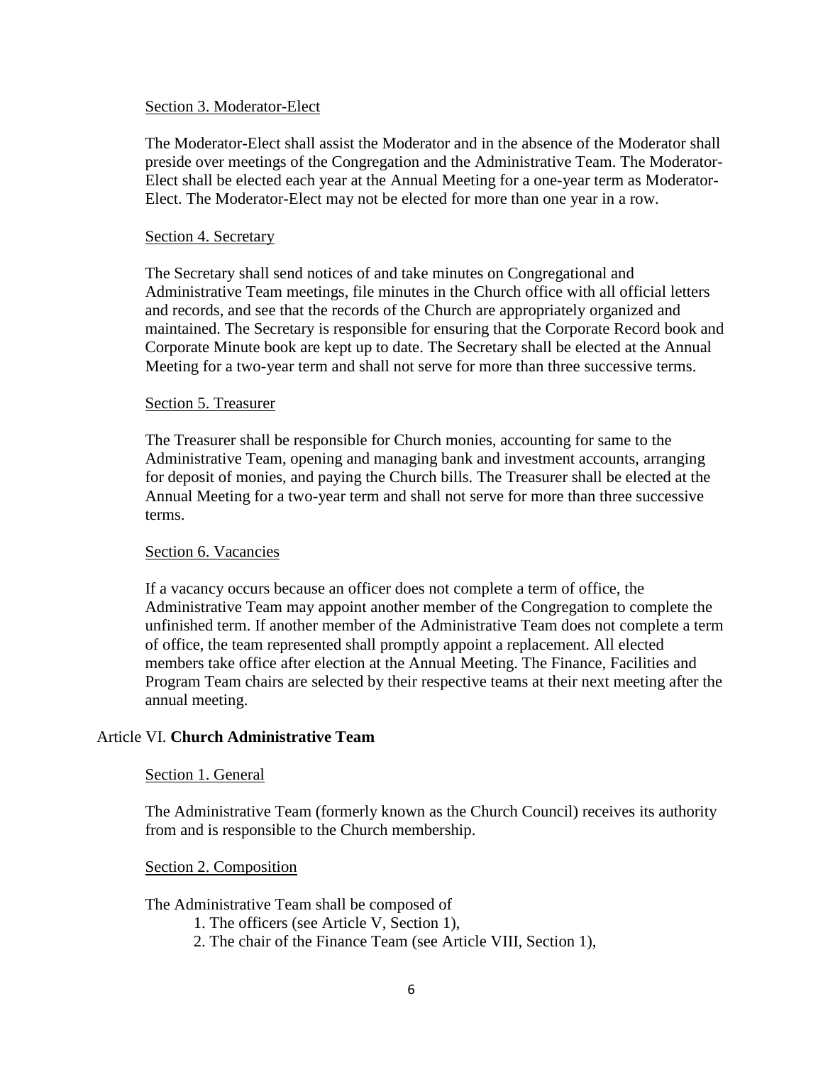### Section 3. Moderator-Elect

The Moderator-Elect shall assist the Moderator and in the absence of the Moderator shall preside over meetings of the Congregation and the Administrative Team. The Moderator-Elect shall be elected each year at the Annual Meeting for a one-year term as Moderator-Elect. The Moderator-Elect may not be elected for more than one year in a row.

### Section 4. Secretary

The Secretary shall send notices of and take minutes on Congregational and Administrative Team meetings, file minutes in the Church office with all official letters and records, and see that the records of the Church are appropriately organized and maintained. The Secretary is responsible for ensuring that the Corporate Record book and Corporate Minute book are kept up to date. The Secretary shall be elected at the Annual Meeting for a two-year term and shall not serve for more than three successive terms.

### Section 5. Treasurer

The Treasurer shall be responsible for Church monies, accounting for same to the Administrative Team, opening and managing bank and investment accounts, arranging for deposit of monies, and paying the Church bills. The Treasurer shall be elected at the Annual Meeting for a two-year term and shall not serve for more than three successive terms.

### Section 6. Vacancies

If a vacancy occurs because an officer does not complete a term of office, the Administrative Team may appoint another member of the Congregation to complete the unfinished term. If another member of the Administrative Team does not complete a term of office, the team represented shall promptly appoint a replacement. All elected members take office after election at the Annual Meeting. The Finance, Facilities and Program Team chairs are selected by their respective teams at their next meeting after the annual meeting.

## Article VI. **Church Administrative Team**

### Section 1. General

The Administrative Team (formerly known as the Church Council) receives its authority from and is responsible to the Church membership.

### Section 2. Composition

The Administrative Team shall be composed of

1. The officers (see Article V, Section 1),
2. The chair of the Finance Team (see Article VIII, Section 1),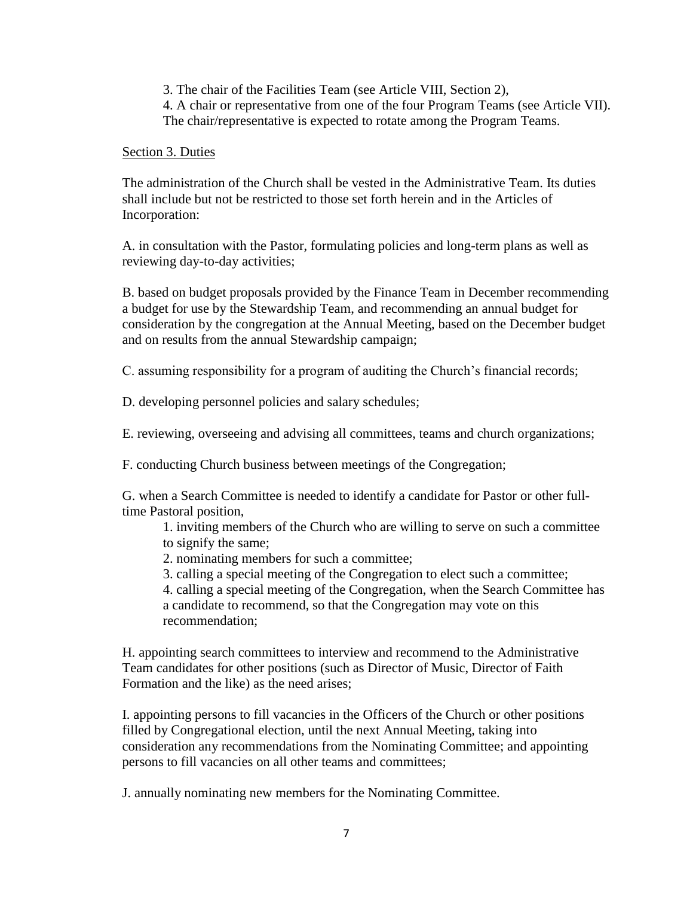3. The chair of the Facilities Team (see Article VIII, Section 2),
4. A chair or representative from one of the four Program Teams (see Article VII). The chair/representative is expected to rotate among the Program Teams.

<u>Section 3. Duties</u>

The administration of the Church shall be vested in the Administrative Team. Its duties shall include but not be restricted to those set forth herein and in the Articles of Incorporation:

A. in consultation with the Pastor, formulating policies and long-term plans as well as reviewing day-to-day activities;

B. based on budget proposals provided by the Finance Team in December recommending a budget for use by the Stewardship Team, and recommending an annual budget for consideration by the congregation at the Annual Meeting, based on the December budget and on results from the annual Stewardship campaign;

C. assuming responsibility for a program of auditing the Church's financial records;

D. developing personnel policies and salary schedules;

E. reviewing, overseeing and advising all committees, teams and church organizations;

F. conducting Church business between meetings of the Congregation;

G. when a Search Committee is needed to identify a candidate for Pastor or other full-time Pastoral position,

1. inviting members of the Church who are willing to serve on such a committee to signify the same;
2. nominating members for such a committee;
3. calling a special meeting of the Congregation to elect such a committee;
4. calling a special meeting of the Congregation, when the Search Committee has a candidate to recommend, so that the Congregation may vote on this recommendation;

H. appointing search committees to interview and recommend to the Administrative Team candidates for other positions (such as Director of Music, Director of Faith Formation and the like) as the need arises;

I. appointing persons to fill vacancies in the Officers of the Church or other positions filled by Congregational election, until the next Annual Meeting, taking into consideration any recommendations from the Nominating Committee; and appointing persons to fill vacancies on all other teams and committees;

J. annually nominating new members for the Nominating Committee.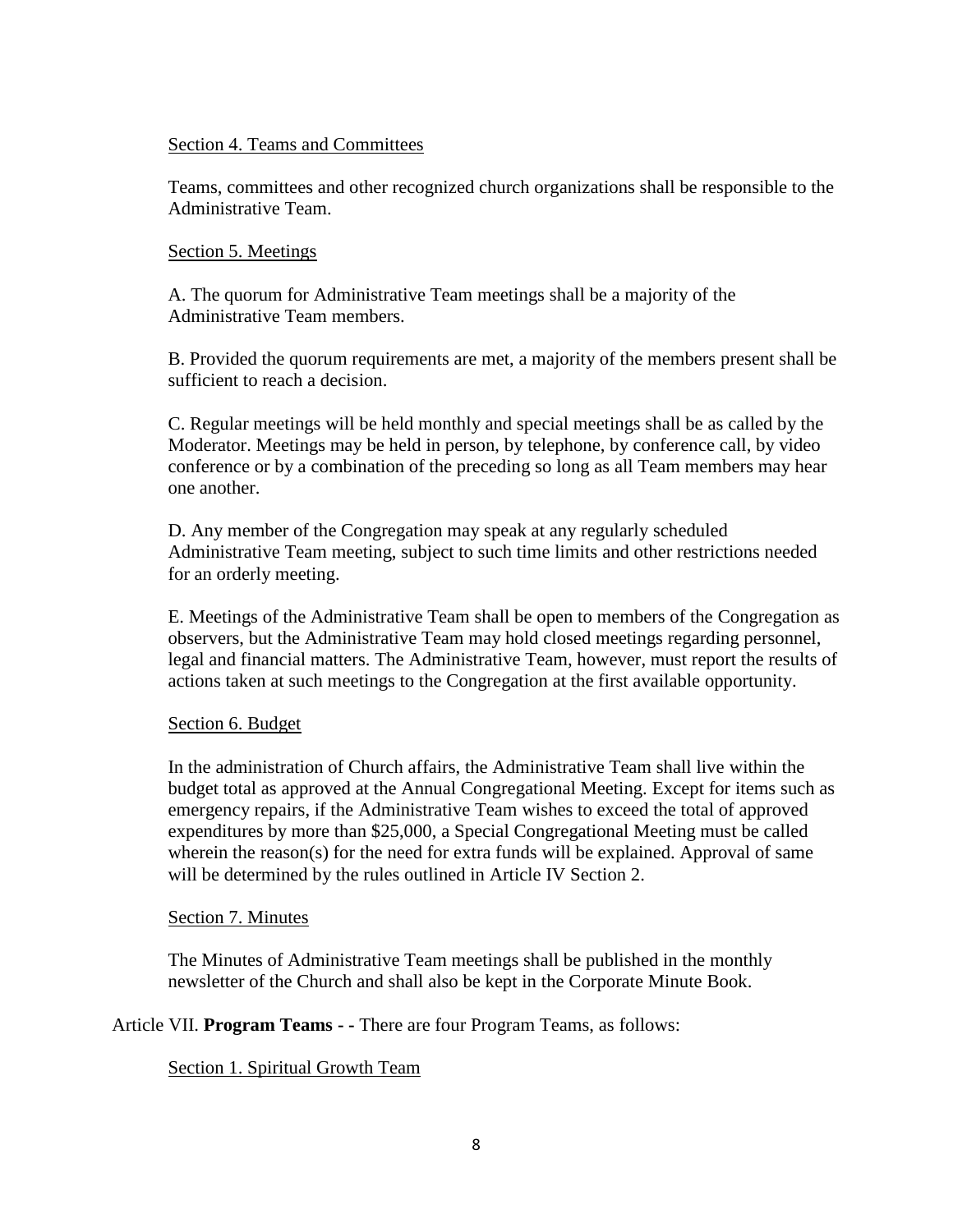Section 4. Teams and Committees

Teams, committees and other recognized church organizations shall be responsible to the Administrative Team.

Section 5. Meetings

A. The quorum for Administrative Team meetings shall be a majority of the Administrative Team members.

B. Provided the quorum requirements are met, a majority of the members present shall be sufficient to reach a decision.

C. Regular meetings will be held monthly and special meetings shall be as called by the Moderator. Meetings may be held in person, by telephone, by conference call, by video conference or by a combination of the preceding so long as all Team members may hear one another.

D. Any member of the Congregation may speak at any regularly scheduled Administrative Team meeting, subject to such time limits and other restrictions needed for an orderly meeting.

E. Meetings of the Administrative Team shall be open to members of the Congregation as observers, but the Administrative Team may hold closed meetings regarding personnel, legal and financial matters. The Administrative Team, however, must report the results of actions taken at such meetings to the Congregation at the first available opportunity.

Section 6. Budget

In the administration of Church affairs, the Administrative Team shall live within the budget total as approved at the Annual Congregational Meeting. Except for items such as emergency repairs, if the Administrative Team wishes to exceed the total of approved expenditures by more than $25,000, a Special Congregational Meeting must be called wherein the reason(s) for the need for extra funds will be explained. Approval of same will be determined by the rules outlined in Article IV Section 2.

Section 7. Minutes

The Minutes of Administrative Team meetings shall be published in the monthly newsletter of the Church and shall also be kept in the Corporate Minute Book.

Article VII. **Program Teams - -** There are four Program Teams, as follows:

Section 1. Spiritual Growth Team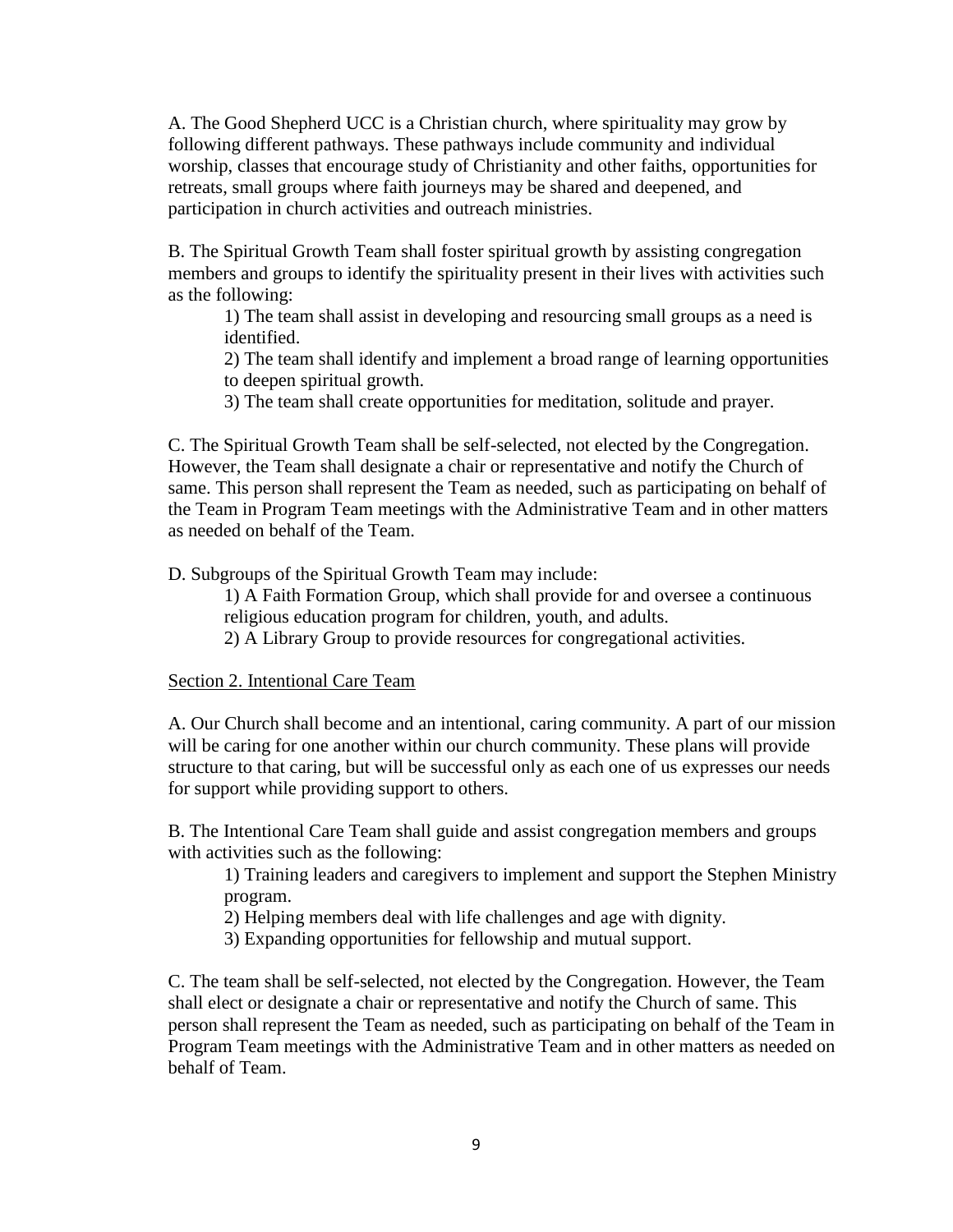A. The Good Shepherd UCC is a Christian church, where spirituality may grow by following different pathways. These pathways include community and individual worship, classes that encourage study of Christianity and other faiths, opportunities for retreats, small groups where faith journeys may be shared and deepened, and participation in church activities and outreach ministries.

B. The Spiritual Growth Team shall foster spiritual growth by assisting congregation members and groups to identify the spirituality present in their lives with activities such as the following:

1) The team shall assist in developing and resourcing small groups as a need is identified.
2) The team shall identify and implement a broad range of learning opportunities to deepen spiritual growth.
3) The team shall create opportunities for meditation, solitude and prayer.

C. The Spiritual Growth Team shall be self-selected, not elected by the Congregation. However, the Team shall designate a chair or representative and notify the Church of same. This person shall represent the Team as needed, such as participating on behalf of the Team in Program Team meetings with the Administrative Team and in other matters as needed on behalf of the Team.

D. Subgroups of the Spiritual Growth Team may include:

1) A Faith Formation Group, which shall provide for and oversee a continuous religious education program for children, youth, and adults.
2) A Library Group to provide resources for congregational activities.

Section 2. Intentional Care Team

A. Our Church shall become and an intentional, caring community. A part of our mission will be caring for one another within our church community. These plans will provide structure to that caring, but will be successful only as each one of us expresses our needs for support while providing support to others.

B. The Intentional Care Team shall guide and assist congregation members and groups with activities such as the following:

1) Training leaders and caregivers to implement and support the Stephen Ministry program.
2) Helping members deal with life challenges and age with dignity.
3) Expanding opportunities for fellowship and mutual support.

C. The team shall be self-selected, not elected by the Congregation. However, the Team shall elect or designate a chair or representative and notify the Church of same. This person shall represent the Team as needed, such as participating on behalf of the Team in Program Team meetings with the Administrative Team and in other matters as needed on behalf of Team.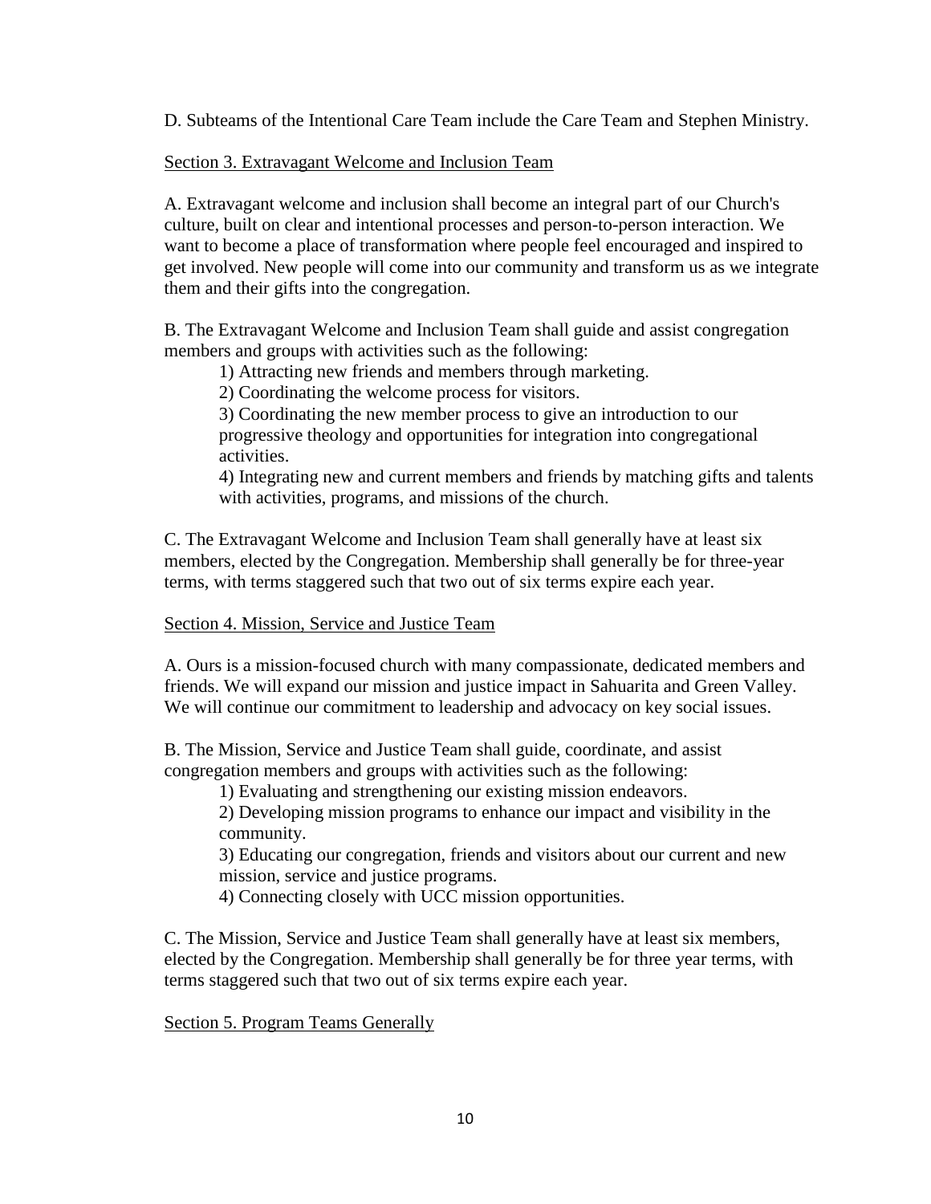D. Subteams of the Intentional Care Team include the Care Team and Stephen Ministry.

Section 3. Extravagant Welcome and Inclusion Team

A. Extravagant welcome and inclusion shall become an integral part of our Church's culture, built on clear and intentional processes and person-to-person interaction. We want to become a place of transformation where people feel encouraged and inspired to get involved. New people will come into our community and transform us as we integrate them and their gifts into the congregation.

B. The Extravagant Welcome and Inclusion Team shall guide and assist congregation members and groups with activities such as the following:

1) Attracting new friends and members through marketing.
2) Coordinating the welcome process for visitors.
3) Coordinating the new member process to give an introduction to our progressive theology and opportunities for integration into congregational activities.
4) Integrating new and current members and friends by matching gifts and talents with activities, programs, and missions of the church.

C. The Extravagant Welcome and Inclusion Team shall generally have at least six members, elected by the Congregation. Membership shall generally be for three-year terms, with terms staggered such that two out of six terms expire each year.

Section 4. Mission, Service and Justice Team

A. Ours is a mission-focused church with many compassionate, dedicated members and friends. We will expand our mission and justice impact in Sahuarita and Green Valley. We will continue our commitment to leadership and advocacy on key social issues.

B. The Mission, Service and Justice Team shall guide, coordinate, and assist congregation members and groups with activities such as the following:

1) Evaluating and strengthening our existing mission endeavors.
2) Developing mission programs to enhance our impact and visibility in the community.
3) Educating our congregation, friends and visitors about our current and new mission, service and justice programs.
4) Connecting closely with UCC mission opportunities.

C. The Mission, Service and Justice Team shall generally have at least six members, elected by the Congregation. Membership shall generally be for three year terms, with terms staggered such that two out of six terms expire each year.

Section 5. Program Teams Generally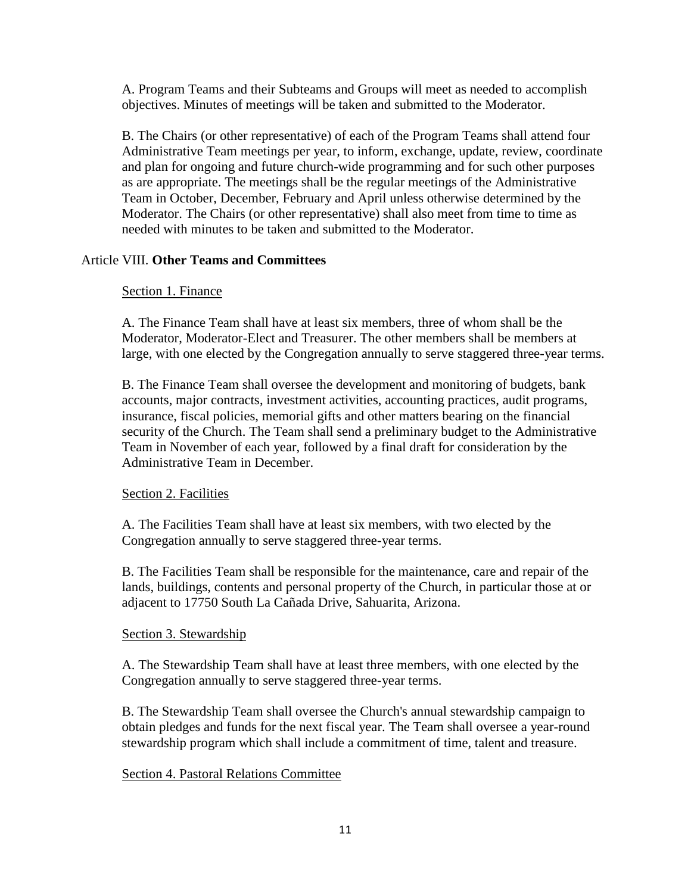A. Program Teams and their Subteams and Groups will meet as needed to accomplish objectives. Minutes of meetings will be taken and submitted to the Moderator.

B. The Chairs (or other representative) of each of the Program Teams shall attend four Administrative Team meetings per year, to inform, exchange, update, review, coordinate and plan for ongoing and future church-wide programming and for such other purposes as are appropriate. The meetings shall be the regular meetings of the Administrative Team in October, December, February and April unless otherwise determined by the Moderator. The Chairs (or other representative) shall also meet from time to time as needed with minutes to be taken and submitted to the Moderator.

## Article VIII. **Other Teams and Committees**

### Section 1. Finance

A. The Finance Team shall have at least six members, three of whom shall be the Moderator, Moderator-Elect and Treasurer. The other members shall be members at large, with one elected by the Congregation annually to serve staggered three-year terms.

B. The Finance Team shall oversee the development and monitoring of budgets, bank accounts, major contracts, investment activities, accounting practices, audit programs, insurance, fiscal policies, memorial gifts and other matters bearing on the financial security of the Church. The Team shall send a preliminary budget to the Administrative Team in November of each year, followed by a final draft for consideration by the Administrative Team in December.

### Section 2. Facilities

A. The Facilities Team shall have at least six members, with two elected by the Congregation annually to serve staggered three-year terms.

B. The Facilities Team shall be responsible for the maintenance, care and repair of the lands, buildings, contents and personal property of the Church, in particular those at or adjacent to 17750 South La Cañada Drive, Sahuarita, Arizona.

### Section 3. Stewardship

A. The Stewardship Team shall have at least three members, with one elected by the Congregation annually to serve staggered three-year terms.

B. The Stewardship Team shall oversee the Church's annual stewardship campaign to obtain pledges and funds for the next fiscal year. The Team shall oversee a year-round stewardship program which shall include a commitment of time, talent and treasure.

### Section 4. Pastoral Relations Committee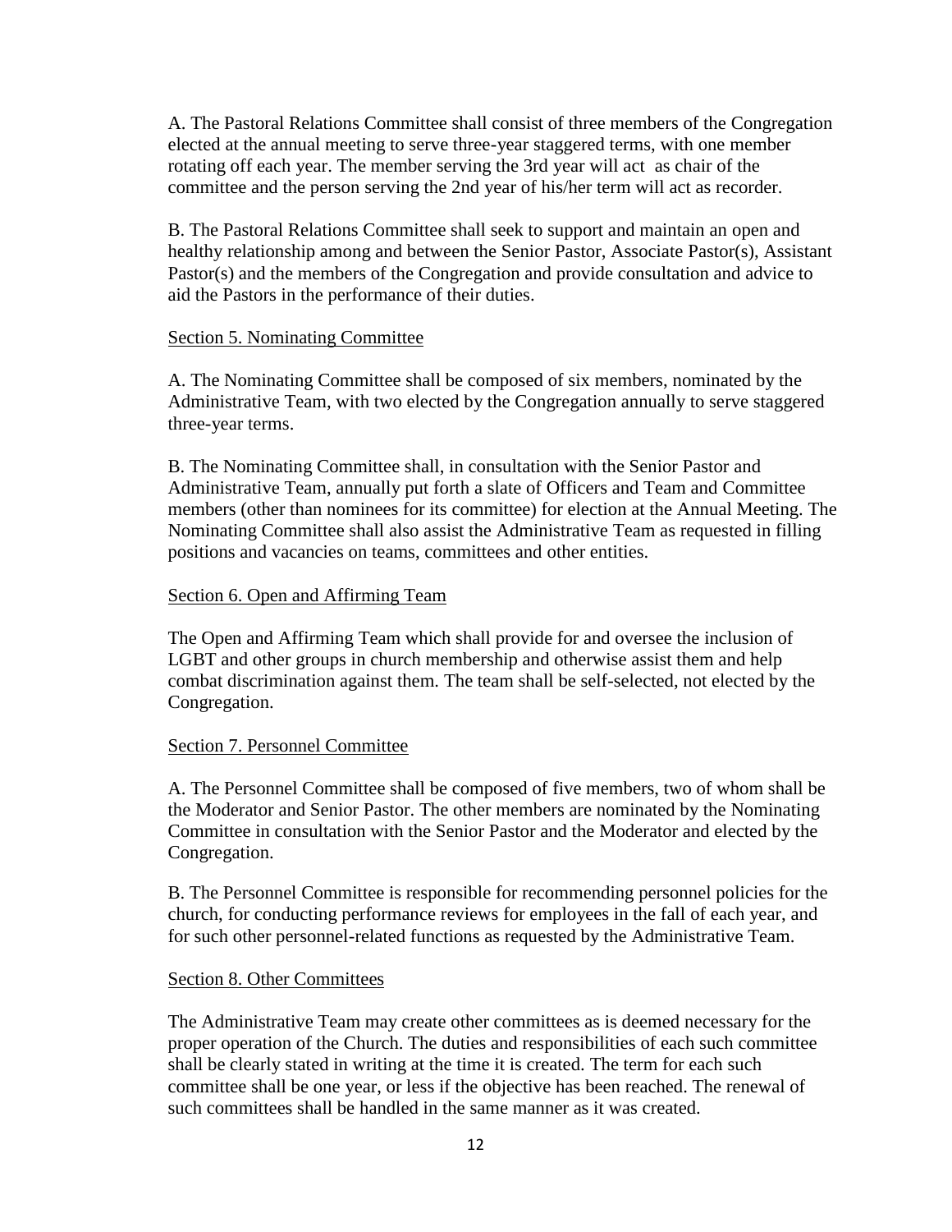A. The Pastoral Relations Committee shall consist of three members of the Congregation elected at the annual meeting to serve three-year staggered terms, with one member rotating off each year. The member serving the 3rd year will act as chair of the committee and the person serving the 2nd year of his/her term will act as recorder.

B. The Pastoral Relations Committee shall seek to support and maintain an open and healthy relationship among and between the Senior Pastor, Associate Pastor(s), Assistant Pastor(s) and the members of the Congregation and provide consultation and advice to aid the Pastors in the performance of their duties.

Section 5. Nominating Committee

A. The Nominating Committee shall be composed of six members, nominated by the Administrative Team, with two elected by the Congregation annually to serve staggered three-year terms.

B. The Nominating Committee shall, in consultation with the Senior Pastor and Administrative Team, annually put forth a slate of Officers and Team and Committee members (other than nominees for its committee) for election at the Annual Meeting. The Nominating Committee shall also assist the Administrative Team as requested in filling positions and vacancies on teams, committees and other entities.

Section 6. Open and Affirming Team

The Open and Affirming Team which shall provide for and oversee the inclusion of LGBT and other groups in church membership and otherwise assist them and help combat discrimination against them. The team shall be self-selected, not elected by the Congregation.

Section 7. Personnel Committee

A. The Personnel Committee shall be composed of five members, two of whom shall be the Moderator and Senior Pastor. The other members are nominated by the Nominating Committee in consultation with the Senior Pastor and the Moderator and elected by the Congregation.

B. The Personnel Committee is responsible for recommending personnel policies for the church, for conducting performance reviews for employees in the fall of each year, and for such other personnel-related functions as requested by the Administrative Team.

Section 8. Other Committees

The Administrative Team may create other committees as is deemed necessary for the proper operation of the Church. The duties and responsibilities of each such committee shall be clearly stated in writing at the time it is created. The term for each such committee shall be one year, or less if the objective has been reached. The renewal of such committees shall be handled in the same manner as it was created.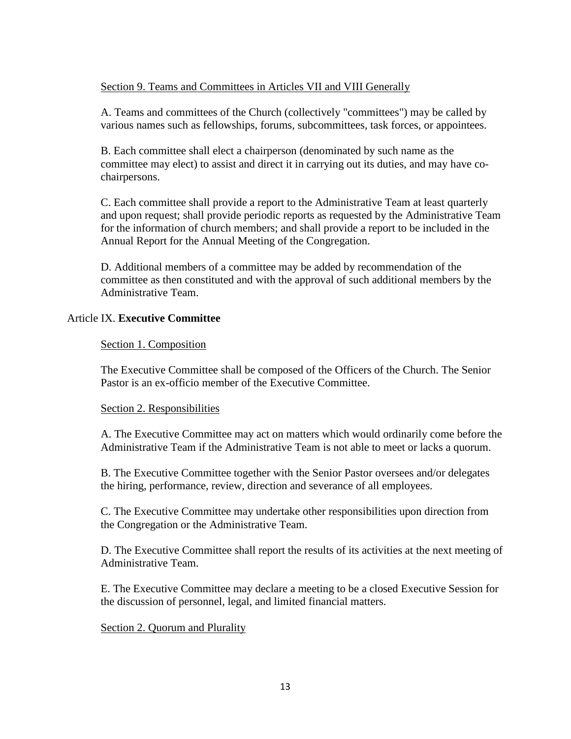Section 9. Teams and Committees in Articles VII and VIII Generally

A. Teams and committees of the Church (collectively "committees") may be called by various names such as fellowships, forums, subcommittees, task forces, or appointees.

B. Each committee shall elect a chairperson (denominated by such name as the committee may elect) to assist and direct it in carrying out its duties, and may have co-chairpersons.

C. Each committee shall provide a report to the Administrative Team at least quarterly and upon request; shall provide periodic reports as requested by the Administrative Team for the information of church members; and shall provide a report to be included in the Annual Report for the Annual Meeting of the Congregation.

D. Additional members of a committee may be added by recommendation of the committee as then constituted and with the approval of such additional members by the Administrative Team.

## Article IX. **Executive Committee**

Section 1. Composition

The Executive Committee shall be composed of the Officers of the Church. The Senior Pastor is an ex-officio member of the Executive Committee.

Section 2. Responsibilities

A. The Executive Committee may act on matters which would ordinarily come before the Administrative Team if the Administrative Team is not able to meet or lacks a quorum.

B. The Executive Committee together with the Senior Pastor oversees and/or delegates the hiring, performance, review, direction and severance of all employees.

C. The Executive Committee may undertake other responsibilities upon direction from the Congregation or the Administrative Team.

D. The Executive Committee shall report the results of its activities at the next meeting of Administrative Team.

E. The Executive Committee may declare a meeting to be a closed Executive Session for the discussion of personnel, legal, and limited financial matters.

Section 2. Quorum and Plurality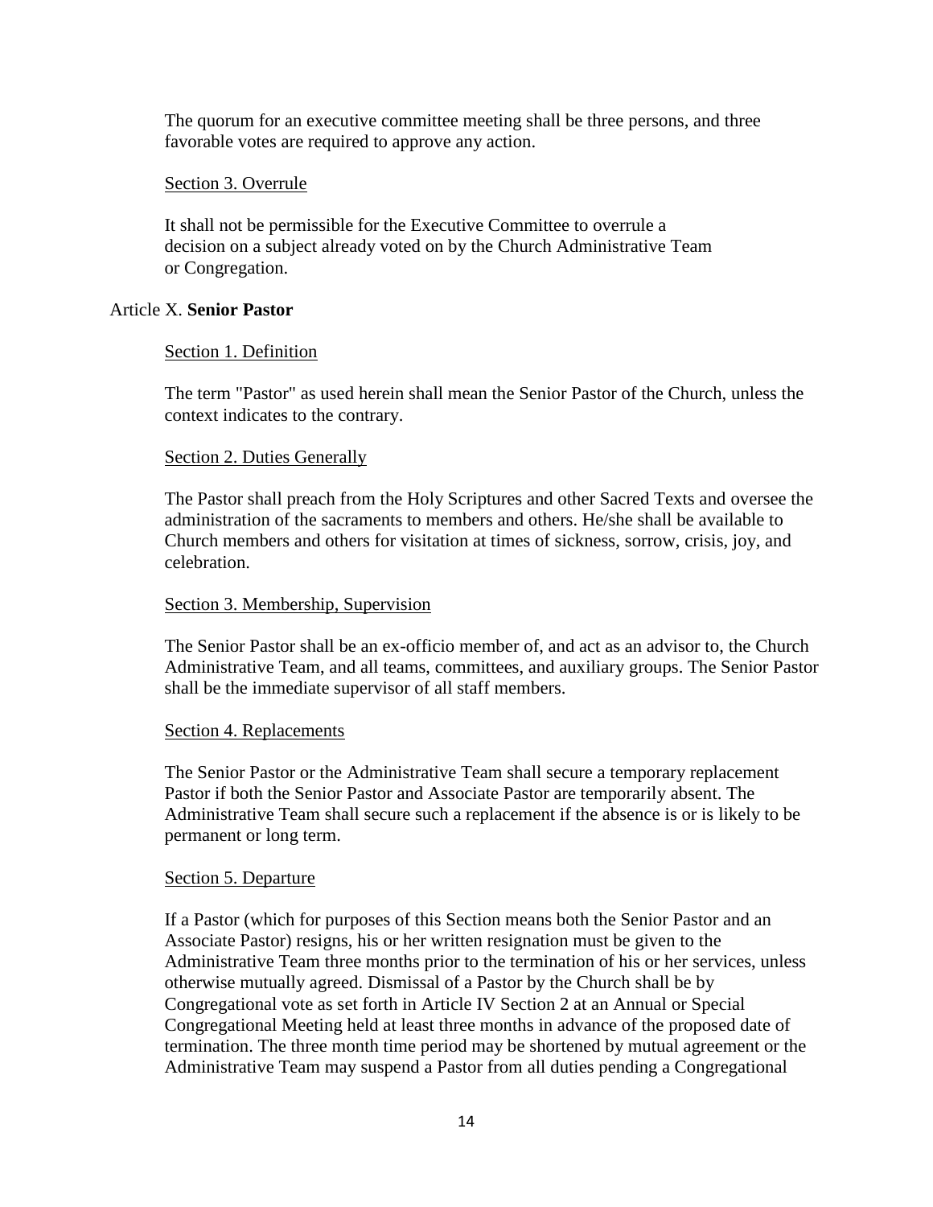The quorum for an executive committee meeting shall be three persons, and three favorable votes are required to approve any action.

Section 3. Overrule

It shall not be permissible for the Executive Committee to overrule a decision on a subject already voted on by the Church Administrative Team or Congregation.

## Article X. **Senior Pastor**

Section 1. Definition

The term "Pastor" as used herein shall mean the Senior Pastor of the Church, unless the context indicates to the contrary.

Section 2. Duties Generally

The Pastor shall preach from the Holy Scriptures and other Sacred Texts and oversee the administration of the sacraments to members and others. He/she shall be available to Church members and others for visitation at times of sickness, sorrow, crisis, joy, and celebration.

Section 3. Membership, Supervision

The Senior Pastor shall be an ex-officio member of, and act as an advisor to, the Church Administrative Team, and all teams, committees, and auxiliary groups. The Senior Pastor shall be the immediate supervisor of all staff members.

Section 4. Replacements

The Senior Pastor or the Administrative Team shall secure a temporary replacement Pastor if both the Senior Pastor and Associate Pastor are temporarily absent. The Administrative Team shall secure such a replacement if the absence is or is likely to be permanent or long term.

Section 5. Departure

If a Pastor (which for purposes of this Section means both the Senior Pastor and an Associate Pastor) resigns, his or her written resignation must be given to the Administrative Team three months prior to the termination of his or her services, unless otherwise mutually agreed. Dismissal of a Pastor by the Church shall be by Congregational vote as set forth in Article IV Section 2 at an Annual or Special Congregational Meeting held at least three months in advance of the proposed date of termination. The three month time period may be shortened by mutual agreement or the Administrative Team may suspend a Pastor from all duties pending a Congregational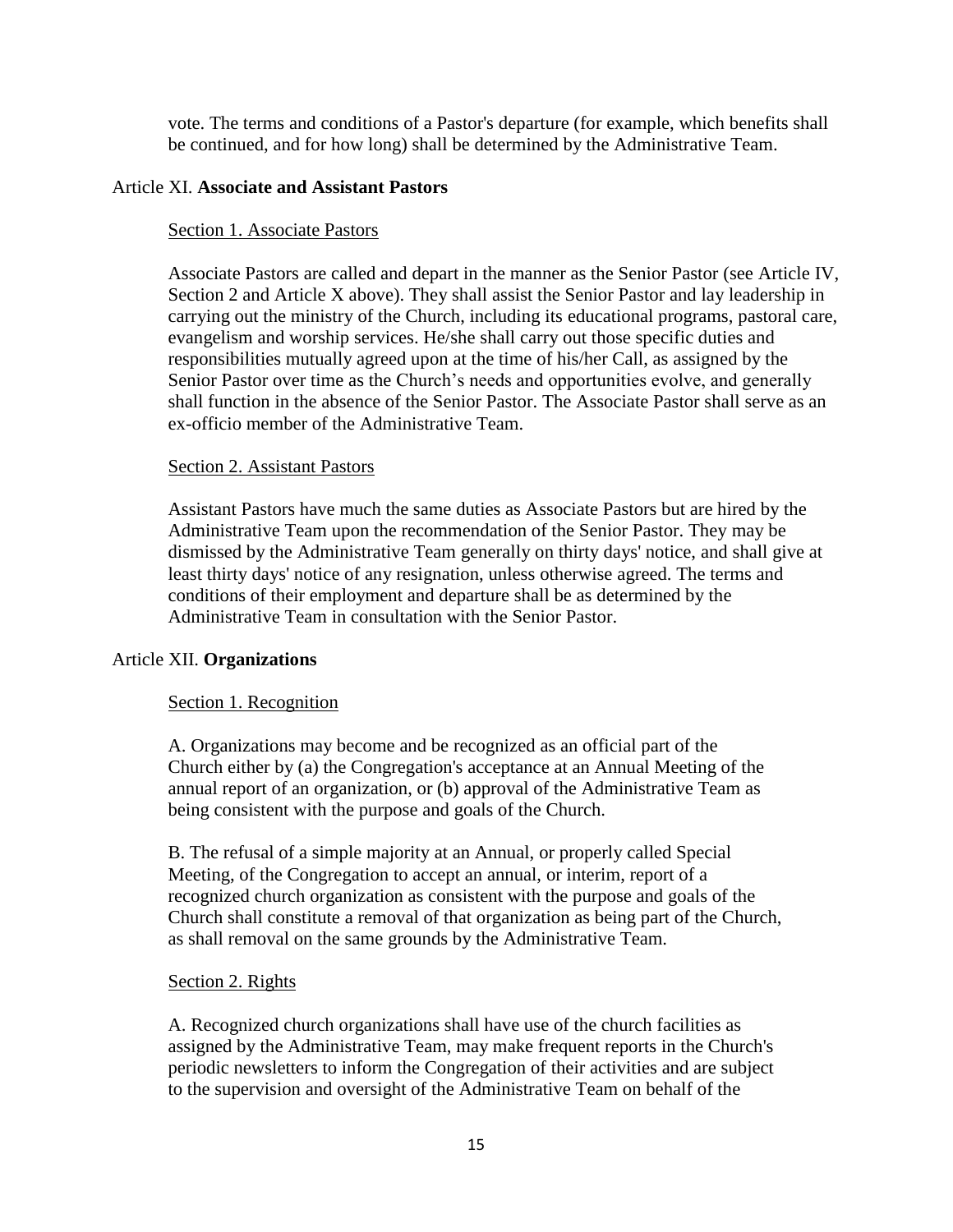vote. The terms and conditions of a Pastor's departure (for example, which benefits shall be continued, and for how long) shall be determined by the Administrative Team.

## Article XI. **Associate and Assistant Pastors**

### Section 1. Associate Pastors

Associate Pastors are called and depart in the manner as the Senior Pastor (see Article IV, Section 2 and Article X above). They shall assist the Senior Pastor and lay leadership in carrying out the ministry of the Church, including its educational programs, pastoral care, evangelism and worship services. He/she shall carry out those specific duties and responsibilities mutually agreed upon at the time of his/her Call, as assigned by the Senior Pastor over time as the Church's needs and opportunities evolve, and generally shall function in the absence of the Senior Pastor. The Associate Pastor shall serve as an ex-officio member of the Administrative Team.

### Section 2. Assistant Pastors

Assistant Pastors have much the same duties as Associate Pastors but are hired by the Administrative Team upon the recommendation of the Senior Pastor. They may be dismissed by the Administrative Team generally on thirty days' notice, and shall give at least thirty days' notice of any resignation, unless otherwise agreed. The terms and conditions of their employment and departure shall be as determined by the Administrative Team in consultation with the Senior Pastor.

## Article XII. **Organizations**

### Section 1. Recognition

A. Organizations may become and be recognized as an official part of the Church either by (a) the Congregation's acceptance at an Annual Meeting of the annual report of an organization, or (b) approval of the Administrative Team as being consistent with the purpose and goals of the Church.

B. The refusal of a simple majority at an Annual, or properly called Special Meeting, of the Congregation to accept an annual, or interim, report of a recognized church organization as consistent with the purpose and goals of the Church shall constitute a removal of that organization as being part of the Church, as shall removal on the same grounds by the Administrative Team.

### Section 2. Rights

A. Recognized church organizations shall have use of the church facilities as assigned by the Administrative Team, may make frequent reports in the Church's periodic newsletters to inform the Congregation of their activities and are subject to the supervision and oversight of the Administrative Team on behalf of the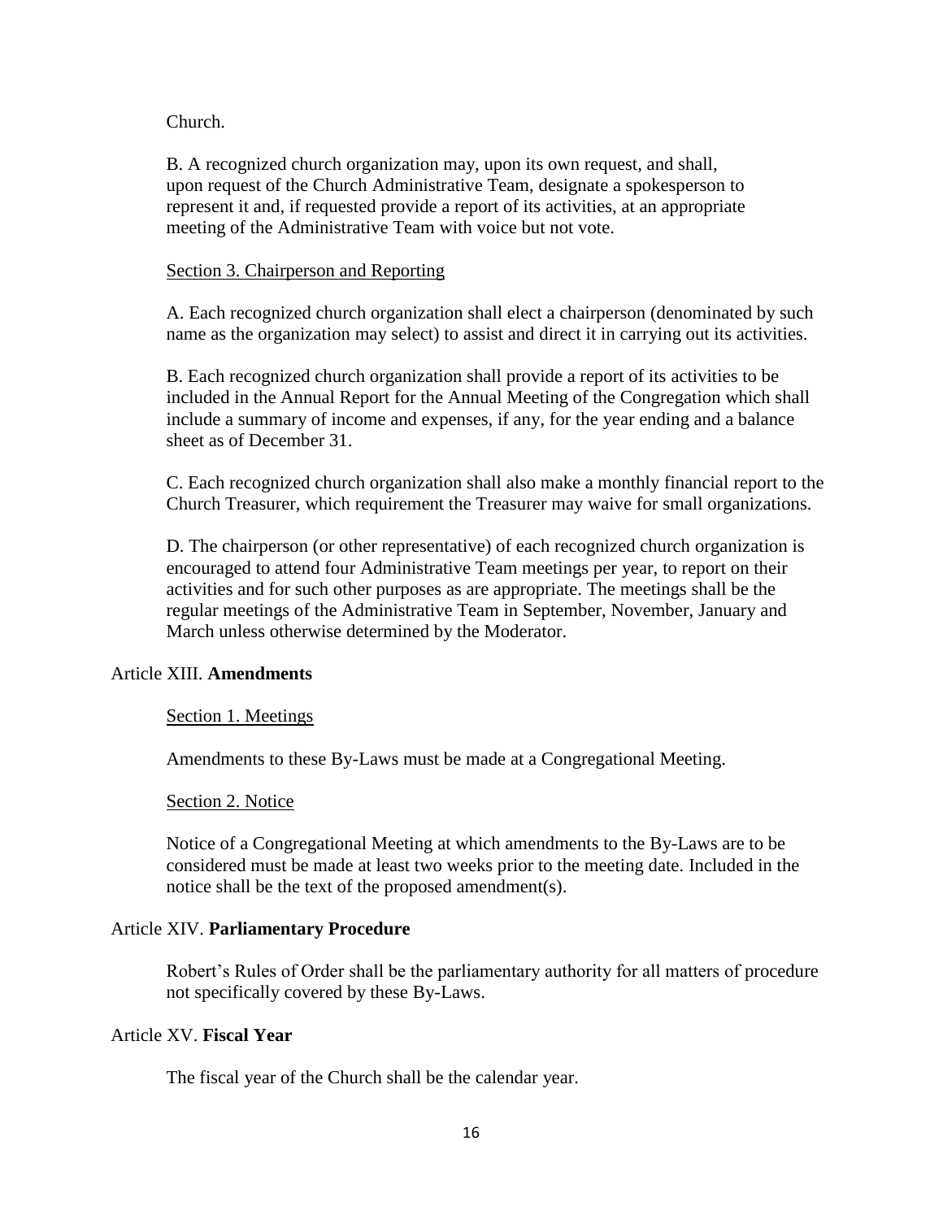Church.

B. A recognized church organization may, upon its own request, and shall, upon request of the Church Administrative Team, designate a spokesperson to represent it and, if requested provide a report of its activities, at an appropriate meeting of the Administrative Team with voice but not vote.

Section 3. Chairperson and Reporting

A. Each recognized church organization shall elect a chairperson (denominated by such name as the organization may select) to assist and direct it in carrying out its activities.

B. Each recognized church organization shall provide a report of its activities to be included in the Annual Report for the Annual Meeting of the Congregation which shall include a summary of income and expenses, if any, for the year ending and a balance sheet as of December 31.

C. Each recognized church organization shall also make a monthly financial report to the Church Treasurer, which requirement the Treasurer may waive for small organizations.

D. The chairperson (or other representative) of each recognized church organization is encouraged to attend four Administrative Team meetings per year, to report on their activities and for such other purposes as are appropriate. The meetings shall be the regular meetings of the Administrative Team in September, November, January and March unless otherwise determined by the Moderator.

## Article XIII. **Amendments**

Section 1. Meetings

Amendments to these By-Laws must be made at a Congregational Meeting.

Section 2. Notice

Notice of a Congregational Meeting at which amendments to the By-Laws are to be considered must be made at least two weeks prior to the meeting date. Included in the notice shall be the text of the proposed amendment(s).

## Article XIV. **Parliamentary Procedure**

Robert's Rules of Order shall be the parliamentary authority for all matters of procedure not specifically covered by these By-Laws.

## Article XV. **Fiscal Year**

The fiscal year of the Church shall be the calendar year.